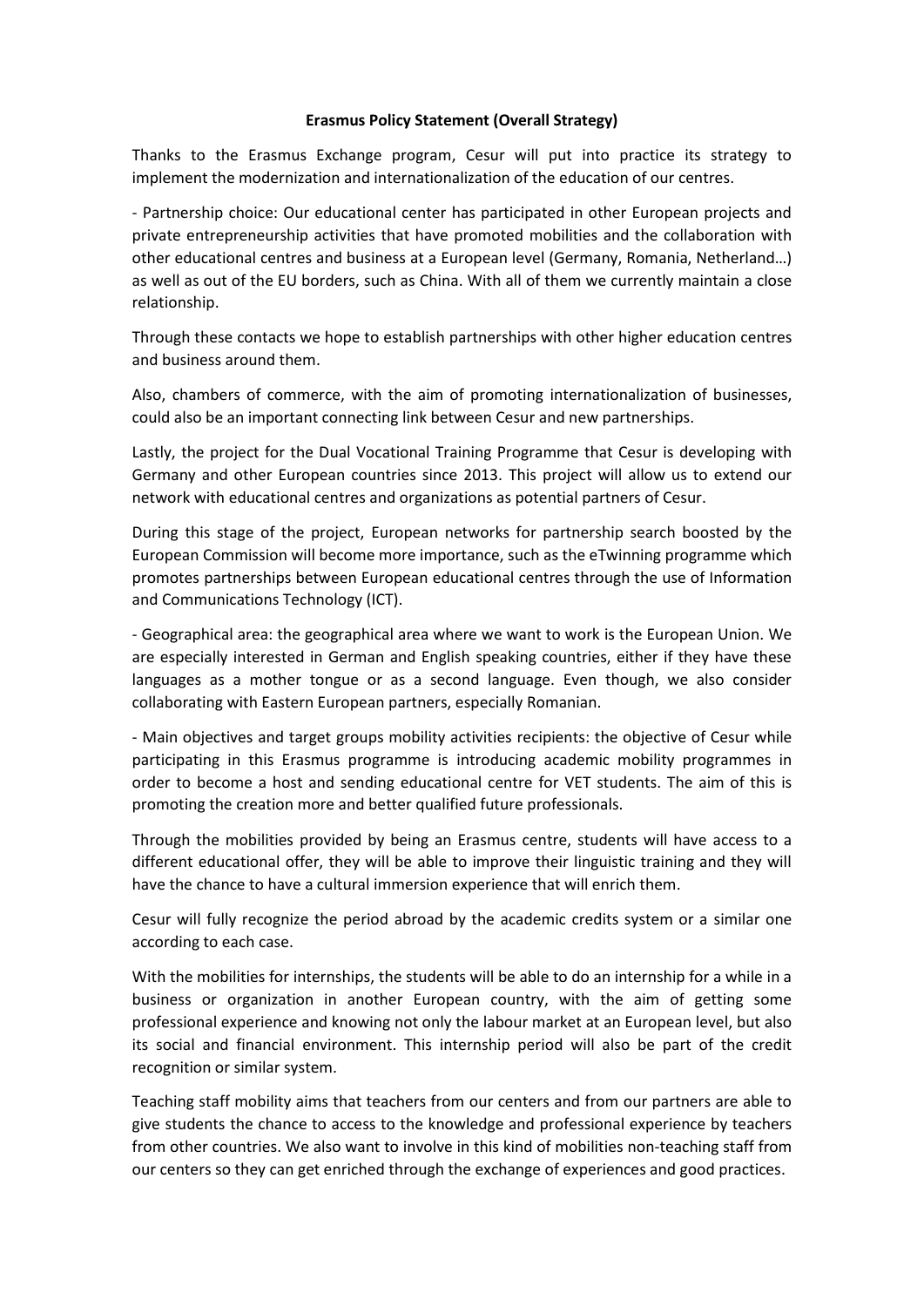**Erasmus Policy Statement (Overall Strategy)**

Thanks to the Erasmus Exchange program, Cesur will put into practice its strategy to implement the modernization and internationalization of the education of our centres.

- Partnership choice: Our educational center has participated in other European projects and private entrepreneurship activities that have promoted mobilities and the collaboration with other educational centres and business at a European level (Germany, Romania, Netherland…) as well as out of the EU borders, such as China. With all of them we currently maintain a close relationship.

Through these contacts we hope to establish partnerships with other higher education centres and business around them.

Also, chambers of commerce, with the aim of promoting internationalization of businesses, could also be an important connecting link between Cesur and new partnerships.

Lastly, the project for the Dual Vocational Training Programme that Cesur is developing with Germany and other European countries since 2013. This project will allow us to extend our network with educational centres and organizations as potential partners of Cesur.

During this stage of the project, European networks for partnership search boosted by the European Commission will become more importance, such as the eTwinning programme which promotes partnerships between European educational centres through the use of Information and Communications Technology (ICT).

- Geographical area: the geographical area where we want to work is the European Union. We are especially interested in German and English speaking countries, either if they have these languages as a mother tongue or as a second language. Even though, we also consider collaborating with Eastern European partners, especially Romanian.

- Main objectives and target groups mobility activities recipients: the objective of Cesur while participating in this Erasmus programme is introducing academic mobility programmes in order to become a host and sending educational centre for VET students. The aim of this is promoting the creation more and better qualified future professionals.

Through the mobilities provided by being an Erasmus centre, students will have access to a different educational offer, they will be able to improve their linguistic training and they will have the chance to have a cultural immersion experience that will enrich them.

Cesur will fully recognize the period abroad by the academic credits system or a similar one according to each case.

With the mobilities for internships, the students will be able to do an internship for a while in a business or organization in another European country, with the aim of getting some professional experience and knowing not only the labour market at an European level, but also its social and financial environment. This internship period will also be part of the credit recognition or similar system.

Teaching staff mobility aims that teachers from our centers and from our partners are able to give students the chance to access to the knowledge and professional experience by teachers from other countries. We also want to involve in this kind of mobilities non-teaching staff from our centers so they can get enriched through the exchange of experiences and good practices.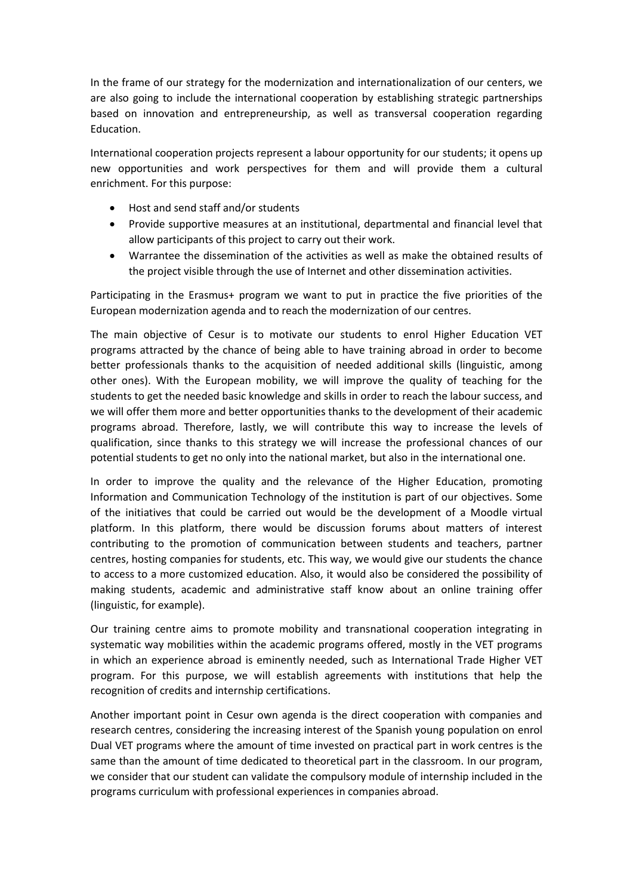In the frame of our strategy for the modernization and internationalization of our centers, we are also going to include the international cooperation by establishing strategic partnerships based on innovation and entrepreneurship, as well as transversal cooperation regarding Education.

International cooperation projects represent a labour opportunity for our students; it opens up new opportunities and work perspectives for them and will provide them a cultural enrichment. For this purpose:

- Host and send staff and/or students
- Provide supportive measures at an institutional, departmental and financial level that allow participants of this project to carry out their work.
- Warrantee the dissemination of the activities as well as make the obtained results of the project visible through the use of Internet and other dissemination activities.

Participating in the Erasmus+ program we want to put in practice the five priorities of the European modernization agenda and to reach the modernization of our centres.

The main objective of Cesur is to motivate our students to enrol Higher Education VET programs attracted by the chance of being able to have training abroad in order to become better professionals thanks to the acquisition of needed additional skills (linguistic, among other ones). With the European mobility, we will improve the quality of teaching for the students to get the needed basic knowledge and skills in order to reach the labour success, and we will offer them more and better opportunities thanks to the development of their academic programs abroad. Therefore, lastly, we will contribute this way to increase the levels of qualification, since thanks to this strategy we will increase the professional chances of our potential students to get no only into the national market, but also in the international one.

In order to improve the quality and the relevance of the Higher Education, promoting Information and Communication Technology of the institution is part of our objectives. Some of the initiatives that could be carried out would be the development of a Moodle virtual platform. In this platform, there would be discussion forums about matters of interest contributing to the promotion of communication between students and teachers, partner centres, hosting companies for students, etc. This way, we would give our students the chance to access to a more customized education. Also, it would also be considered the possibility of making students, academic and administrative staff know about an online training offer (linguistic, for example).

Our training centre aims to promote mobility and transnational cooperation integrating in systematic way mobilities within the academic programs offered, mostly in the VET programs in which an experience abroad is eminently needed, such as International Trade Higher VET program. For this purpose, we will establish agreements with institutions that help the recognition of credits and internship certifications.

Another important point in Cesur own agenda is the direct cooperation with companies and research centres, considering the increasing interest of the Spanish young population on enrol Dual VET programs where the amount of time invested on practical part in work centres is the same than the amount of time dedicated to theoretical part in the classroom. In our program, we consider that our student can validate the compulsory module of internship included in the programs curriculum with professional experiences in companies abroad.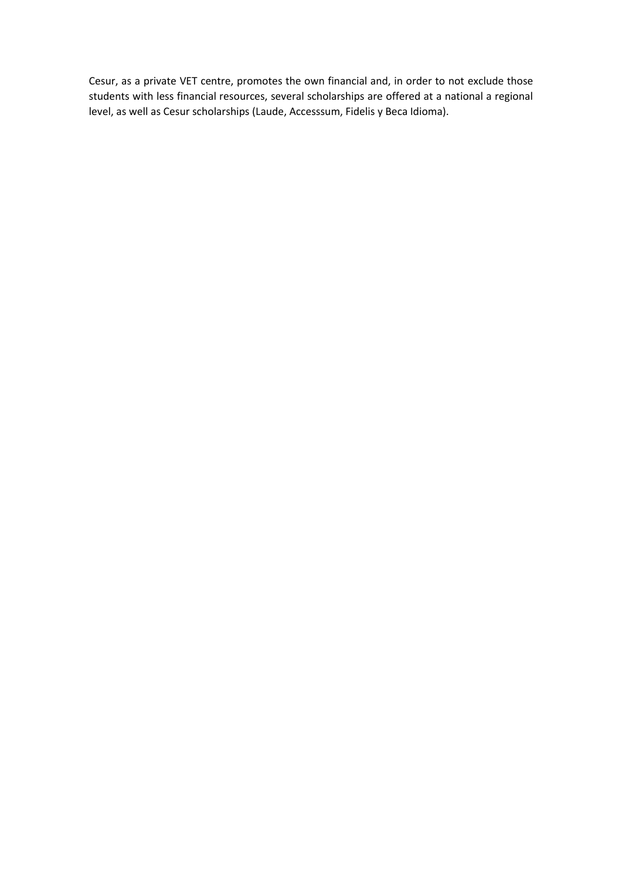Cesur, as a private VET centre, promotes the own financial and, in order to not exclude those students with less financial resources, several scholarships are offered at a national a regional level, as well as Cesur scholarships (Laude, Accesssum, Fidelis y Beca Idioma).